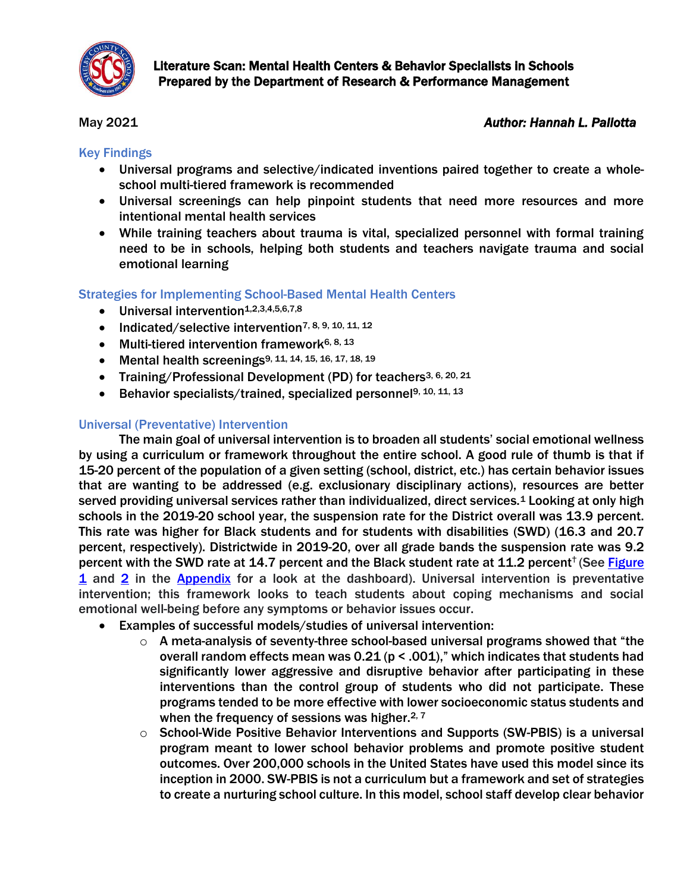# Literature Scan: Mental Health Centers & Behavior Specialists in Schools
## Prepared by the Department of Research & Performance Management

May 2021 *Author: Hannah L. Pallotta*

### Key Findings

- Universal programs and selective/indicated inventions paired together to create a whole-school multi-tiered framework is recommended
- Universal screenings can help pinpoint students that need more resources and more intentional mental health services
- While training teachers about trauma is vital, specialized personnel with formal training need to be in schools, helping both students and teachers navigate trauma and social emotional learning

### Strategies for Implementing School-Based Mental Health Centers

- Universal intervention[1,2,3,4,5,6,7,8]
- Indicated/selective intervention[7, 8, 9, 10, 11, 12]
- Multi-tiered intervention framework[6, 8, 13]
- Mental health screenings[9, 11, 14, 15, 16, 17, 18, 19]
- Training/Professional Development (PD) for teachers[3, 6, 20, 21]
- Behavior specialists/trained, specialized personnel[9, 10, 11, 13]

### Universal (Preventative) Intervention

The main goal of universal intervention is to broaden all students' social emotional wellness by using a curriculum or framework throughout the entire school. A good rule of thumb is that if 15-20 percent of the population of a given setting (school, district, etc.) has certain behavior issues that are wanting to be addressed (e.g. exclusionary disciplinary actions), resources are better served providing universal services rather than individualized, direct services.[1] Looking at only high schools in the 2019-20 school year, the suspension rate for the District overall was 13.9 percent. This rate was higher for Black students and for students with disabilities (SWD) (16.3 and 20.7 percent, respectively). Districtwide in 2019-20, over all grade bands the suspension rate was 9.2 percent with the SWD rate at 14.7 percent and the Black student rate at 11.2 percent[†] (See Figure 1 and 2 in the Appendix for a look at the dashboard). Universal intervention is preventative intervention; this framework looks to teach students about coping mechanisms and social emotional well-being before any symptoms or behavior issues occur.

- Examples of successful models/studies of universal intervention:
  - A meta-analysis of seventy-three school-based universal programs showed that "the overall random effects mean was 0.21 ($p < .001$)," which indicates that students had significantly lower aggressive and disruptive behavior after participating in these interventions than the control group of students who did not participate. These programs tended to be more effective with lower socioeconomic status students and when the frequency of sessions was higher.[2, 7]
  - School-Wide Positive Behavior Interventions and Supports (SW-PBIS) is a universal program meant to lower school behavior problems and promote positive student outcomes. Over 200,000 schools in the United States have used this model since its inception in 2000. SW-PBIS is not a curriculum but a framework and set of strategies to create a nurturing school culture. In this model, school staff develop clear behavior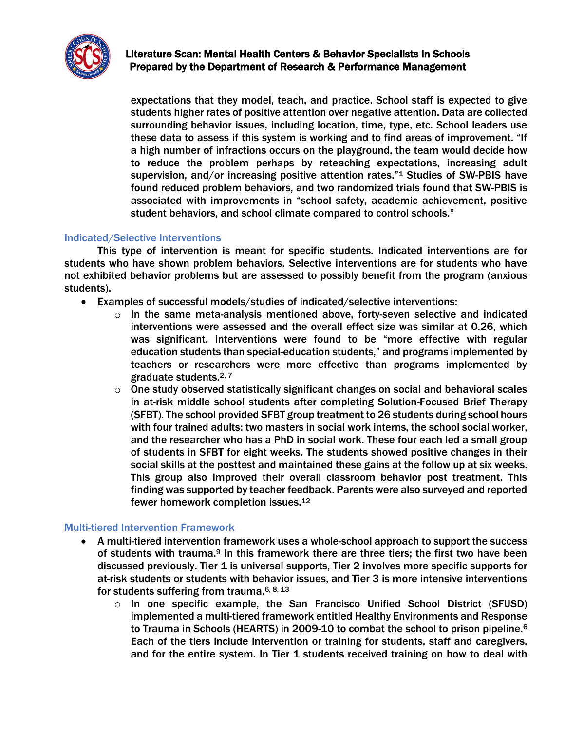expectations that they model, teach, and practice. School staff is expected to give students higher rates of positive attention over negative attention. Data are collected surrounding behavior issues, including location, time, type, etc. School leaders use these data to assess if this system is working and to find areas of improvement. "If a high number of infractions occurs on the playground, the team would decide how to reduce the problem perhaps by reteaching expectations, increasing adult supervision, and/or increasing positive attention rates."[1] Studies of SW-PBIS have found reduced problem behaviors, and two randomized trials found that SW-PBIS is associated with improvements in "school safety, academic achievement, positive student behaviors, and school climate compared to control schools."

### Indicated/Selective Interventions

This type of intervention is meant for specific students. Indicated interventions are for students who have shown problem behaviors. Selective interventions are for students who have not exhibited behavior problems but are assessed to possibly benefit from the program (anxious students).

- Examples of successful models/studies of indicated/selective interventions:
  - In the same meta-analysis mentioned above, forty-seven selective and indicated interventions were assessed and the overall effect size was similar at 0.26, which was significant. Interventions were found to be "more effective with regular education students than special-education students," and programs implemented by teachers or researchers were more effective than programs implemented by graduate students.[2, 7]
  - One study observed statistically significant changes on social and behavioral scales in at-risk middle school students after completing Solution-Focused Brief Therapy (SFBT). The school provided SFBT group treatment to 26 students during school hours with four trained adults: two masters in social work interns, the school social worker, and the researcher who has a PhD in social work. These four each led a small group of students in SFBT for eight weeks. The students showed positive changes in their social skills at the posttest and maintained these gains at the follow up at six weeks. This group also improved their overall classroom behavior post treatment. This finding was supported by teacher feedback. Parents were also surveyed and reported fewer homework completion issues.[12]

### Multi-tiered Intervention Framework

- A multi-tiered intervention framework uses a whole-school approach to support the success of students with trauma.[9] In this framework there are three tiers; the first two have been discussed previously. Tier 1 is universal supports, Tier 2 involves more specific supports for at-risk students or students with behavior issues, and Tier 3 is more intensive interventions for students suffering from trauma.[6, 8, 13]
  - In one specific example, the San Francisco Unified School District (SFUSD) implemented a multi-tiered framework entitled Healthy Environments and Response to Trauma in Schools (HEARTS) in 2009-10 to combat the school to prison pipeline.[6] Each of the tiers include intervention or training for students, staff and caregivers, and for the entire system. In Tier 1 students received training on how to deal with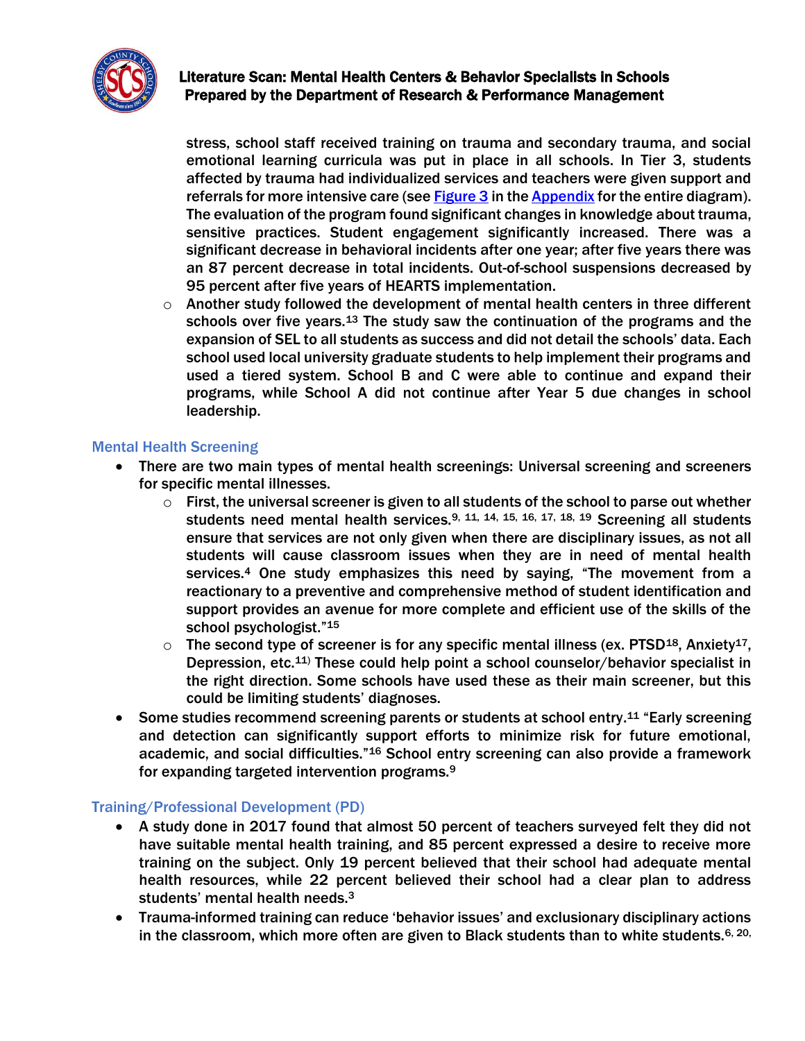stress, school staff received training on trauma and secondary trauma, and social emotional learning curricula was put in place in all schools. In Tier 3, students affected by trauma had individualized services and teachers were given support and referrals for more intensive care (see [Figure 3](#) in the [Appendix](#) for the entire diagram). The evaluation of the program found significant changes in knowledge about trauma, sensitive practices. Student engagement significantly increased. There was a significant decrease in behavioral incidents after one year; after five years there was an 87 percent decrease in total incidents. Out-of-school suspensions decreased by 95 percent after five years of HEARTS implementation.

  - Another study followed the development of mental health centers in three different schools over five years.[13] The study saw the continuation of the programs and the expansion of SEL to all students as success and did not detail the schools' data. Each school used local university graduate students to help implement their programs and used a tiered system. School B and C were able to continue and expand their programs, while School A did not continue after Year 5 due changes in school leadership.

### Mental Health Screening

- There are two main types of mental health screenings: Universal screening and screeners for specific mental illnesses.
  - First, the universal screener is given to all students of the school to parse out whether students need mental health services.[9, 11, 14, 15, 16, 17, 18, 19] Screening all students ensure that services are not only given when there are disciplinary issues, as not all students will cause classroom issues when they are in need of mental health services.[4] One study emphasizes this need by saying, "The movement from a reactionary to a preventive and comprehensive method of student identification and support provides an avenue for more complete and efficient use of the skills of the school psychologist."[15]
  - The second type of screener is for any specific mental illness (ex. PTSD[18], Anxiety[17], Depression, etc.[11]) These could help point a school counselor/behavior specialist in the right direction. Some schools have used these as their main screener, but this could be limiting students' diagnoses.
- Some studies recommend screening parents or students at school entry.[11] "Early screening and detection can significantly support efforts to minimize risk for future emotional, academic, and social difficulties."[16] School entry screening can also provide a framework for expanding targeted intervention programs.[9]

### Training/Professional Development (PD)

- A study done in 2017 found that almost 50 percent of teachers surveyed felt they did not have suitable mental health training, and 85 percent expressed a desire to receive more training on the subject. Only 19 percent believed that their school had adequate mental health resources, while 22 percent believed that their school had a clear plan to address students' mental health needs.[3]
- Trauma-informed training can reduce 'behavior issues' and exclusionary disciplinary actions in the classroom, which more often are given to Black students than to white students.[6, 20,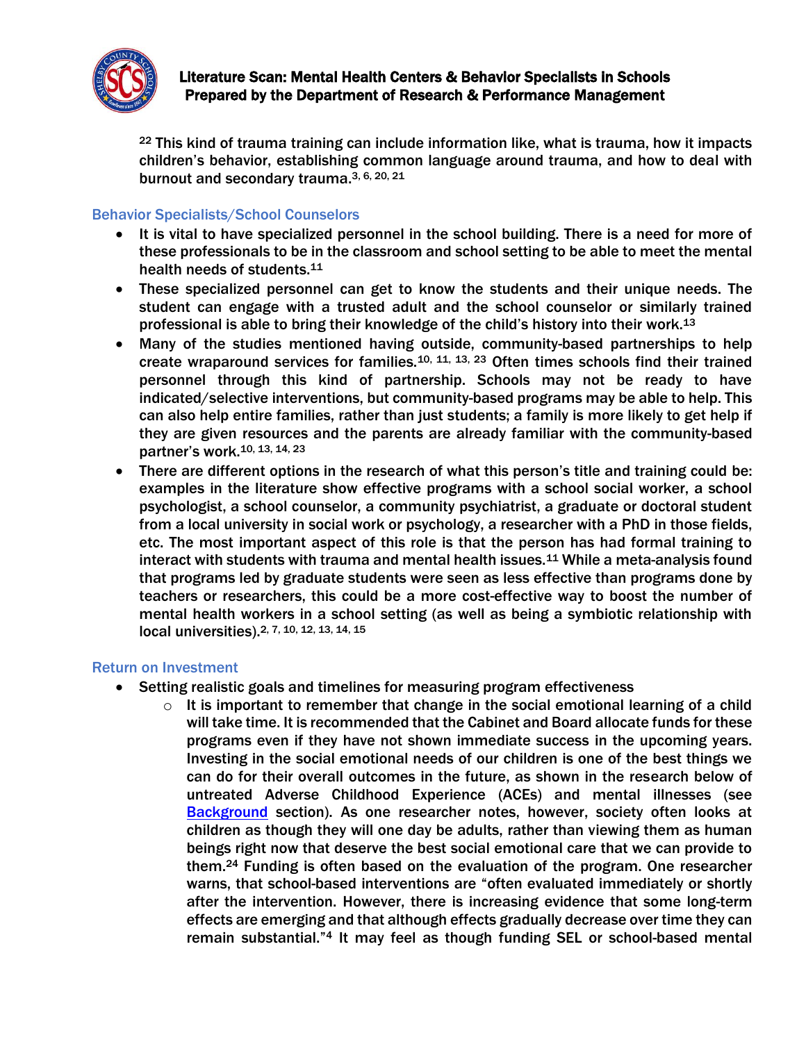[22] This kind of trauma training can include information like, what is trauma, how it impacts children's behavior, establishing common language around trauma, and how to deal with burnout and secondary trauma.[3, 6, 20, 21]

### Behavior Specialists/School Counselors

- It is vital to have specialized personnel in the school building. There is a need for more of these professionals to be in the classroom and school setting to be able to meet the mental health needs of students.[11]
- These specialized personnel can get to know the students and their unique needs. The student can engage with a trusted adult and the school counselor or similarly trained professional is able to bring their knowledge of the child's history into their work.[13]
- Many of the studies mentioned having outside, community-based partnerships to help create wraparound services for families.[10, 11, 13, 23] Often times schools find their trained personnel through this kind of partnership. Schools may not be ready to have indicated/selective interventions, but community-based programs may be able to help. This can also help entire families, rather than just students; a family is more likely to get help if they are given resources and the parents are already familiar with the community-based partner's work.[10, 13, 14, 23]
- There are different options in the research of what this person's title and training could be: examples in the literature show effective programs with a school social worker, a school psychologist, a school counselor, a community psychiatrist, a graduate or doctoral student from a local university in social work or psychology, a researcher with a PhD in those fields, etc. The most important aspect of this role is that the person has had formal training to interact with students with trauma and mental health issues.[11] While a meta-analysis found that programs led by graduate students were seen as less effective than programs done by teachers or researchers, this could be a more cost-effective way to boost the number of mental health workers in a school setting (as well as being a symbiotic relationship with local universities).[2, 7, 10, 12, 13, 14, 15]

### Return on Investment

- Setting realistic goals and timelines for measuring program effectiveness
  - It is important to remember that change in the social emotional learning of a child will take time. It is recommended that the Cabinet and Board allocate funds for these programs even if they have not shown immediate success in the upcoming years. Investing in the social emotional needs of our children is one of the best things we can do for their overall outcomes in the future, as shown in the research below of untreated Adverse Childhood Experience (ACEs) and mental illnesses (see Background section). As one researcher notes, however, society often looks at children as though they will one day be adults, rather than viewing them as human beings right now that deserve the best social emotional care that we can provide to them.[24] Funding is often based on the evaluation of the program. One researcher warns, that school-based interventions are "often evaluated immediately or shortly after the intervention. However, there is increasing evidence that some long-term effects are emerging and that although effects gradually decrease over time they can remain substantial."[4] It may feel as though funding SEL or school-based mental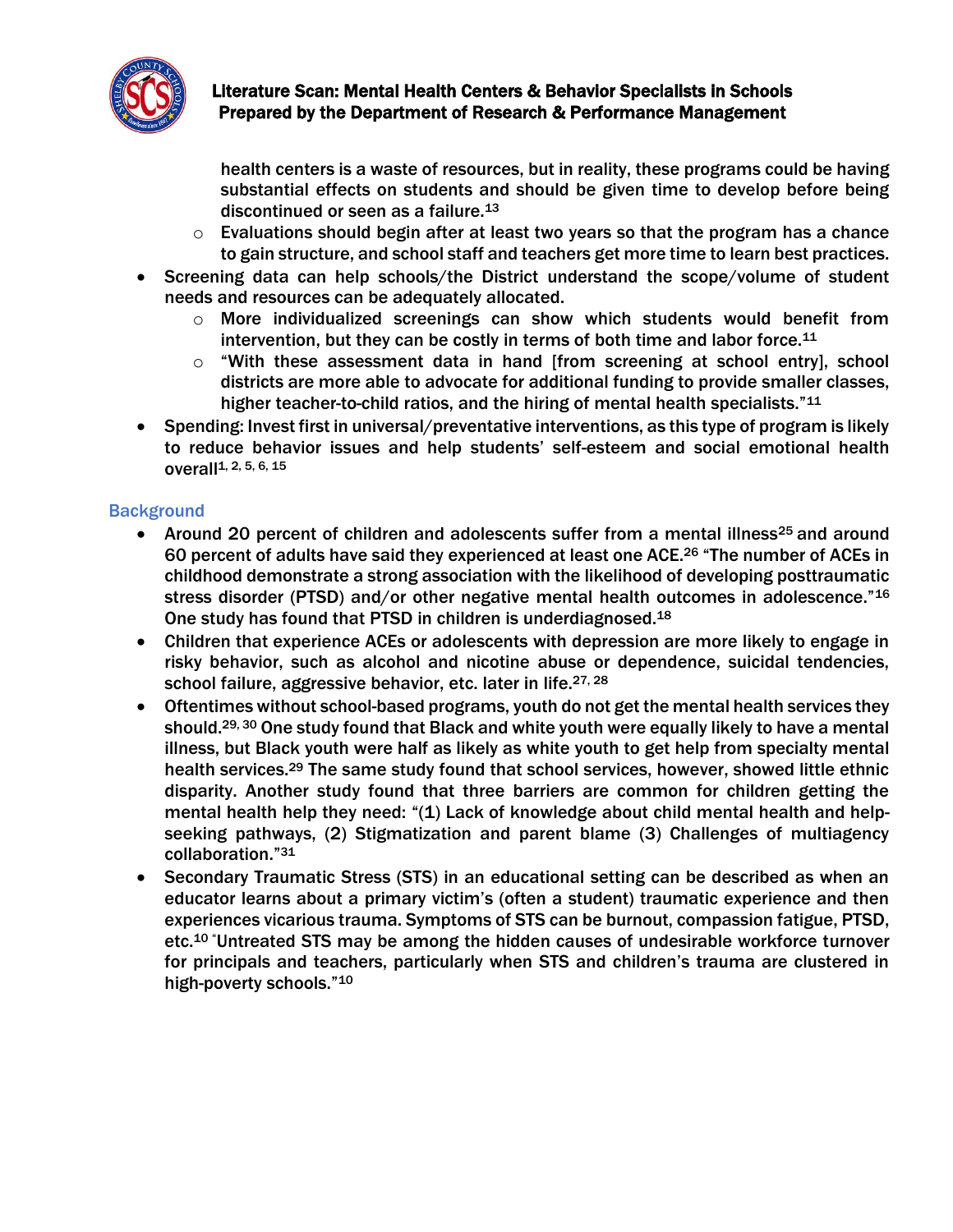- health centers is a waste of resources, but in reality, these programs could be having substantial effects on students and should be given time to develop before being discontinued or seen as a failure.[13]
  - Evaluations should begin after at least two years so that the program has a chance to gain structure, and school staff and teachers get more time to learn best practices.
- Screening data can help schools/the District understand the scope/volume of student needs and resources can be adequately allocated.
  - More individualized screenings can show which students would benefit from intervention, but they can be costly in terms of both time and labor force.[11]
  - "With these assessment data in hand [from screening at school entry], school districts are more able to advocate for additional funding to provide smaller classes, higher teacher-to-child ratios, and the hiring of mental health specialists."[11]
- Spending: Invest first in universal/preventative interventions, as this type of program is likely to reduce behavior issues and help students' self-esteem and social emotional health overall[1, 2, 5, 6, 15]

## Background

- Around 20 percent of children and adolescents suffer from a mental illness[25] and around 60 percent of adults have said they experienced at least one ACE.[26] "The number of ACEs in childhood demonstrate a strong association with the likelihood of developing posttraumatic stress disorder (PTSD) and/or other negative mental health outcomes in adolescence."[16] One study has found that PTSD in children is underdiagnosed.[18]
- Children that experience ACEs or adolescents with depression are more likely to engage in risky behavior, such as alcohol and nicotine abuse or dependence, suicidal tendencies, school failure, aggressive behavior, etc. later in life.[27, 28]
- Oftentimes without school-based programs, youth do not get the mental health services they should.[29, 30] One study found that Black and white youth were equally likely to have a mental illness, but Black youth were half as likely as white youth to get help from specialty mental health services.[29] The same study found that school services, however, showed little ethnic disparity. Another study found that three barriers are common for children getting the mental health help they need: "(1) Lack of knowledge about child mental health and help-seeking pathways, (2) Stigmatization and parent blame (3) Challenges of multiagency collaboration."[31]
- Secondary Traumatic Stress (STS) in an educational setting can be described as when an educator learns about a primary victim's (often a student) traumatic experience and then experiences vicarious trauma. Symptoms of STS can be burnout, compassion fatigue, PTSD, etc.[10] "Untreated STS may be among the hidden causes of undesirable workforce turnover for principals and teachers, particularly when STS and children's trauma are clustered in high-poverty schools."[10]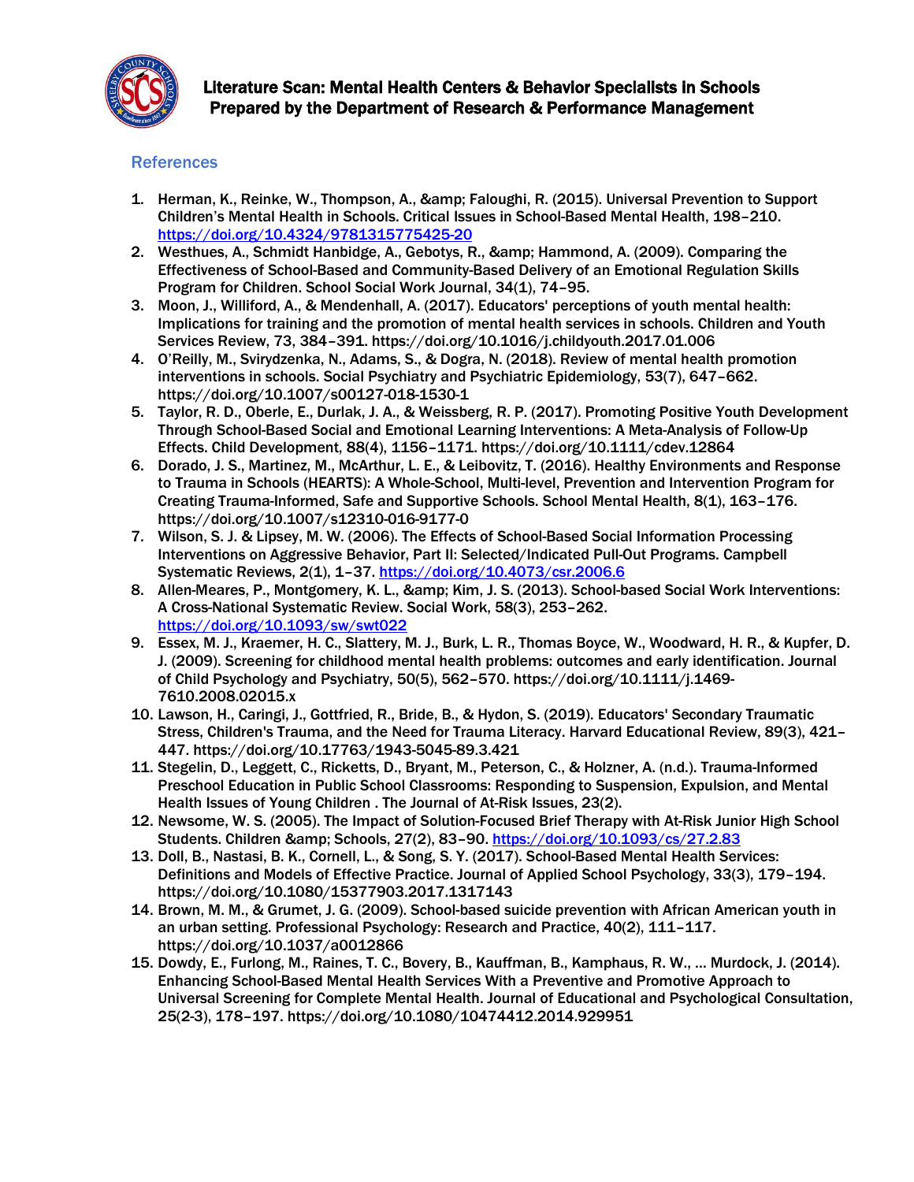## References

1. Herman, K., Reinke, W., Thompson, A., &amp; Faloughi, R. (2015). Universal Prevention to Support Children's Mental Health in Schools. Critical Issues in School-Based Mental Health, 198–210. https://doi.org/10.4324/9781315775425-20
2. Westhues, A., Schmidt Hanbidge, A., Gebotys, R., &amp; Hammond, A. (2009). Comparing the Effectiveness of School-Based and Community-Based Delivery of an Emotional Regulation Skills Program for Children. School Social Work Journal, 34(1), 74–95.
3. Moon, J., Williford, A., & Mendenhall, A. (2017). Educators' perceptions of youth mental health: Implications for training and the promotion of mental health services in schools. Children and Youth Services Review, 73, 384–391. https://doi.org/10.1016/j.childyouth.2017.01.006
4. O'Reilly, M., Svirydzenka, N., Adams, S., & Dogra, N. (2018). Review of mental health promotion interventions in schools. Social Psychiatry and Psychiatric Epidemiology, 53(7), 647–662. https://doi.org/10.1007/s00127-018-1530-1
5. Taylor, R. D., Oberle, E., Durlak, J. A., & Weissberg, R. P. (2017). Promoting Positive Youth Development Through School-Based Social and Emotional Learning Interventions: A Meta-Analysis of Follow-Up Effects. Child Development, 88(4), 1156–1171. https://doi.org/10.1111/cdev.12864
6. Dorado, J. S., Martinez, M., McArthur, L. E., & Leibovitz, T. (2016). Healthy Environments and Response to Trauma in Schools (HEARTS): A Whole-School, Multi-level, Prevention and Intervention Program for Creating Trauma-Informed, Safe and Supportive Schools. School Mental Health, 8(1), 163–176. https://doi.org/10.1007/s12310-016-9177-0
7. Wilson, S. J. & Lipsey, M. W. (2006). The Effects of School-Based Social Information Processing Interventions on Aggressive Behavior, Part II: Selected/Indicated Pull-Out Programs. Campbell Systematic Reviews, 2(1), 1–37. https://doi.org/10.4073/csr.2006.6
8. Allen-Meares, P., Montgomery, K. L., &amp; Kim, J. S. (2013). School-based Social Work Interventions: A Cross-National Systematic Review. Social Work, 58(3), 253–262. https://doi.org/10.1093/sw/swt022
9. Essex, M. J., Kraemer, H. C., Slattery, M. J., Burk, L. R., Thomas Boyce, W., Woodward, H. R., & Kupfer, D. J. (2009). Screening for childhood mental health problems: outcomes and early identification. Journal of Child Psychology and Psychiatry, 50(5), 562–570. https://doi.org/10.1111/j.1469-7610.2008.02015.x
10. Lawson, H., Caringi, J., Gottfried, R., Bride, B., & Hydon, S. (2019). Educators' Secondary Traumatic Stress, Children's Trauma, and the Need for Trauma Literacy. Harvard Educational Review, 89(3), 421–447. https://doi.org/10.17763/1943-5045-89.3.421
11. Stegelin, D., Leggett, C., Ricketts, D., Bryant, M., Peterson, C., & Holzner, A. (n.d.). Trauma-Informed Preschool Education in Public School Classrooms: Responding to Suspension, Expulsion, and Mental Health Issues of Young Children . The Journal of At-Risk Issues, 23(2).
12. Newsome, W. S. (2005). The Impact of Solution-Focused Brief Therapy with At-Risk Junior High School Students. Children &amp; Schools, 27(2), 83–90. https://doi.org/10.1093/cs/27.2.83
13. Doll, B., Nastasi, B. K., Cornell, L., & Song, S. Y. (2017). School-Based Mental Health Services: Definitions and Models of Effective Practice. Journal of Applied School Psychology, 33(3), 179–194. https://doi.org/10.1080/15377903.2017.1317143
14. Brown, M. M., & Grumet, J. G. (2009). School-based suicide prevention with African American youth in an urban setting. Professional Psychology: Research and Practice, 40(2), 111–117. https://doi.org/10.1037/a0012866
15. Dowdy, E., Furlong, M., Raines, T. C., Bovery, B., Kauffman, B., Kamphaus, R. W., … Murdock, J. (2014). Enhancing School-Based Mental Health Services With a Preventive and Promotive Approach to Universal Screening for Complete Mental Health. Journal of Educational and Psychological Consultation, 25(2-3), 178–197. https://doi.org/10.1080/10474412.2014.929951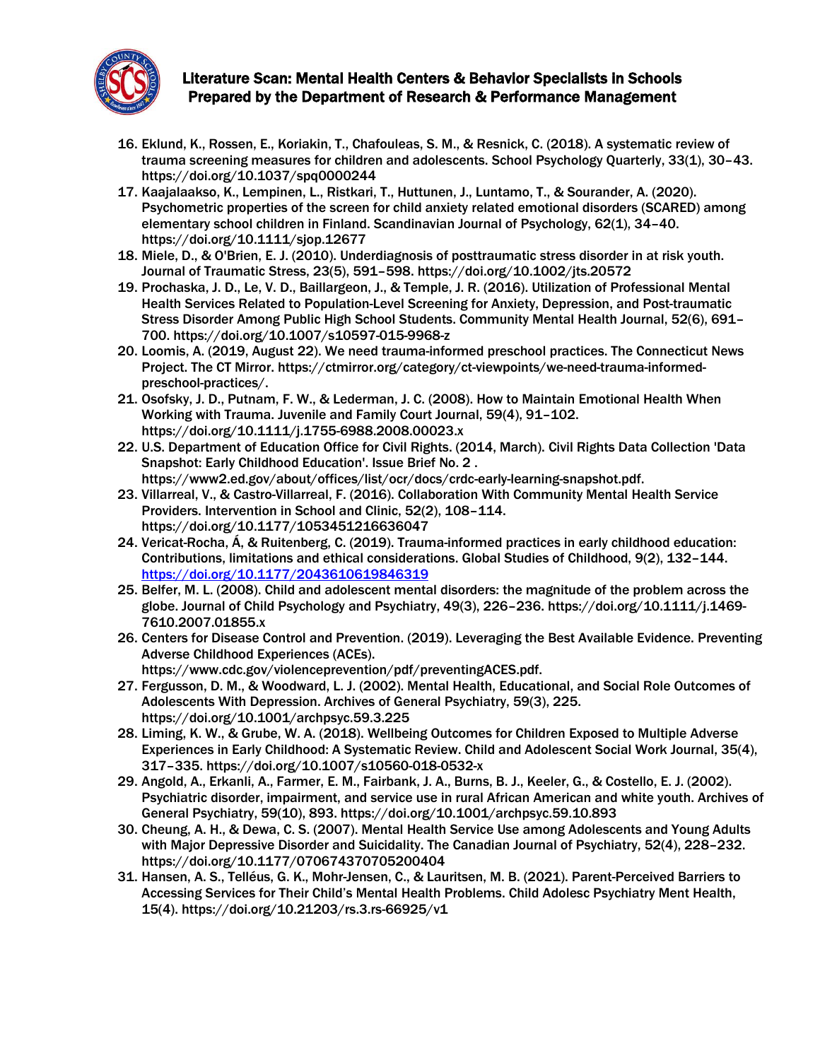16. Eklund, K., Rossen, E., Koriakin, T., Chafouleas, S. M., & Resnick, C. (2018). A systematic review of trauma screening measures for children and adolescents. School Psychology Quarterly, 33(1), 30–43. https://doi.org/10.1037/spq0000244
17. Kaajalaakso, K., Lempinen, L., Ristkari, T., Huttunen, J., Luntamo, T., & Sourander, A. (2020). Psychometric properties of the screen for child anxiety related emotional disorders (SCARED) among elementary school children in Finland. Scandinavian Journal of Psychology, 62(1), 34–40. https://doi.org/10.1111/sjop.12677
18. Miele, D., & O'Brien, E. J. (2010). Underdiagnosis of posttraumatic stress disorder in at risk youth. Journal of Traumatic Stress, 23(5), 591–598. https://doi.org/10.1002/jts.20572
19. Prochaska, J. D., Le, V. D., Baillargeon, J., & Temple, J. R. (2016). Utilization of Professional Mental Health Services Related to Population-Level Screening for Anxiety, Depression, and Post-traumatic Stress Disorder Among Public High School Students. Community Mental Health Journal, 52(6), 691–700. https://doi.org/10.1007/s10597-015-9968-z
20. Loomis, A. (2019, August 22). We need trauma-informed preschool practices. The Connecticut News Project. The CT Mirror. https://ctmirror.org/category/ct-viewpoints/we-need-trauma-informed-preschool-practices/.
21. Osofsky, J. D., Putnam, F. W., & Lederman, J. C. (2008). How to Maintain Emotional Health When Working with Trauma. Juvenile and Family Court Journal, 59(4), 91–102. https://doi.org/10.1111/j.1755-6988.2008.00023.x
22. U.S. Department of Education Office for Civil Rights. (2014, March). Civil Rights Data Collection 'Data Snapshot: Early Childhood Education'. Issue Brief No. 2 . https://www2.ed.gov/about/offices/list/ocr/docs/crdc-early-learning-snapshot.pdf.
23. Villarreal, V., & Castro-Villarreal, F. (2016). Collaboration With Community Mental Health Service Providers. Intervention in School and Clinic, 52(2), 108–114. https://doi.org/10.1177/1053451216636047
24. Vericat-Rocha, Á, & Ruitenberg, C. (2019). Trauma-informed practices in early childhood education: Contributions, limitations and ethical considerations. Global Studies of Childhood, 9(2), 132–144. https://doi.org/10.1177/2043610619846319
25. Belfer, M. L. (2008). Child and adolescent mental disorders: the magnitude of the problem across the globe. Journal of Child Psychology and Psychiatry, 49(3), 226–236. https://doi.org/10.1111/j.1469-7610.2007.01855.x
26. Centers for Disease Control and Prevention. (2019). Leveraging the Best Available Evidence. Preventing Adverse Childhood Experiences (ACEs). https://www.cdc.gov/violenceprevention/pdf/preventingACES.pdf.
27. Fergusson, D. M., & Woodward, L. J. (2002). Mental Health, Educational, and Social Role Outcomes of Adolescents With Depression. Archives of General Psychiatry, 59(3), 225. https://doi.org/10.1001/archpsyc.59.3.225
28. Liming, K. W., & Grube, W. A. (2018). Wellbeing Outcomes for Children Exposed to Multiple Adverse Experiences in Early Childhood: A Systematic Review. Child and Adolescent Social Work Journal, 35(4), 317–335. https://doi.org/10.1007/s10560-018-0532-x
29. Angold, A., Erkanli, A., Farmer, E. M., Fairbank, J. A., Burns, B. J., Keeler, G., & Costello, E. J. (2002). Psychiatric disorder, impairment, and service use in rural African American and white youth. Archives of General Psychiatry, 59(10), 893. https://doi.org/10.1001/archpsyc.59.10.893
30. Cheung, A. H., & Dewa, C. S. (2007). Mental Health Service Use among Adolescents and Young Adults with Major Depressive Disorder and Suicidality. The Canadian Journal of Psychiatry, 52(4), 228–232. https://doi.org/10.1177/070674370705200404
31. Hansen, A. S., Telléus, G. K., Mohr-Jensen, C., & Lauritsen, M. B. (2021). Parent-Perceived Barriers to Accessing Services for Their Child's Mental Health Problems. Child Adolesc Psychiatry Ment Health, 15(4). https://doi.org/10.21203/rs.3.rs-66925/v1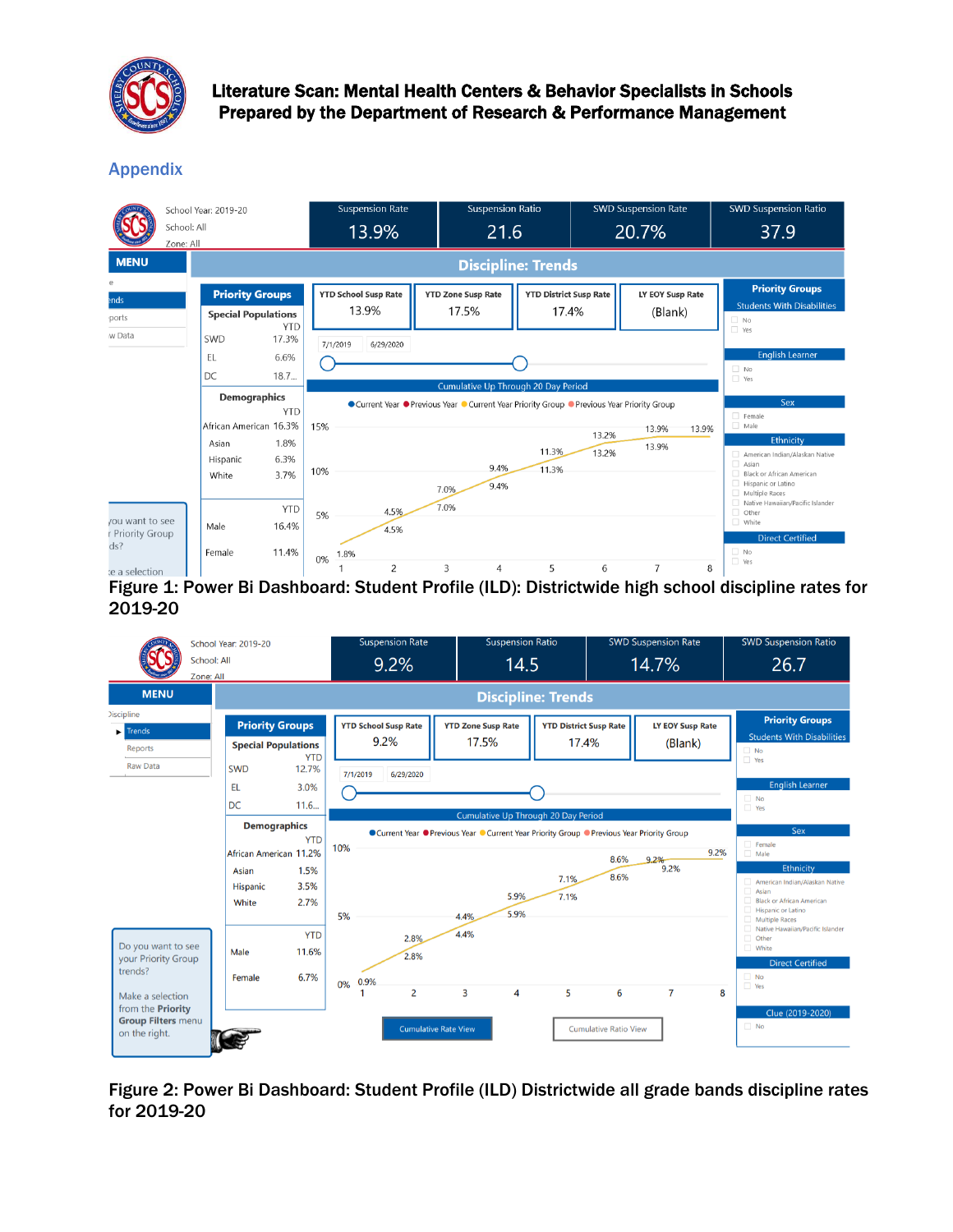## Appendix

| School Year: 2019-20 School: All Zone: All | Suspension Rate | Suspension Ratio | SWD Suspension Rate | SWD Suspension Ratio |
|---|---|---|---|---|
| | 13.9% | 21.6 | 20.7% | 37.9 |

**Discipline: Trends**

| YTD School Susp Rate | YTD Zone Susp Rate | YTD District Susp Rate | LY EOY Susp Rate |
|---|---|---|---|
| 13.9% | 17.5% | 17.4% | (Blank) |

**Priority Groups**

| Special Populations | YTD |
|---|---|
| SWD | 17.3% |
| EL | 6.6% |
| DC | 18.7... |

| Demographics | YTD |
|---|---|
| African American | 16.3% |
| Asian | 1.8% |
| Hispanic | 6.3% |
| White | 3.7% |

| | YTD |
|---|---|
| Male | 16.4% |
| Female | 11.4% |

Cumulative Up Through 20 Day Period (7/1/2019 – 6/29/2020): 1.8%, 4.5%, 7.0%, 9.4%, 11.3%, 13.2%, 13.9%, 13.9%

Figure 1: Power Bi Dashboard: Student Profile (ILD): Districtwide high school discipline rates for 2019-20

| School Year: 2019-20 School: All Zone: All | Suspension Rate | Suspension Ratio | SWD Suspension Rate | SWD Suspension Ratio |
|---|---|---|---|---|
| | 9.2% | 14.5 | 14.7% | 26.7 |

**Discipline: Trends**

| YTD School Susp Rate | YTD Zone Susp Rate | YTD District Susp Rate | LY EOY Susp Rate |
|---|---|---|---|
| 9.2% | 17.5% | 17.4% | (Blank) |

**Priority Groups**

| Special Populations | YTD |
|---|---|
| SWD | 12.7% |
| EL | 3.0% |
| DC | 11.6... |

| Demographics | YTD |
|---|---|
| African American | 11.2% |
| Asian | 1.5% |
| Hispanic | 3.5% |
| White | 2.7% |

| | YTD |
|---|---|
| Male | 11.6% |
| Female | 6.7% |

Cumulative Up Through 20 Day Period (7/1/2019 – 6/29/2020): 0.9%, 2.8%, 4.4%, 5.9%, 7.1%, 8.6%, 9.2%, 9.2%

Figure 2: Power Bi Dashboard: Student Profile (ILD) Districtwide all grade bands discipline rates for 2019-20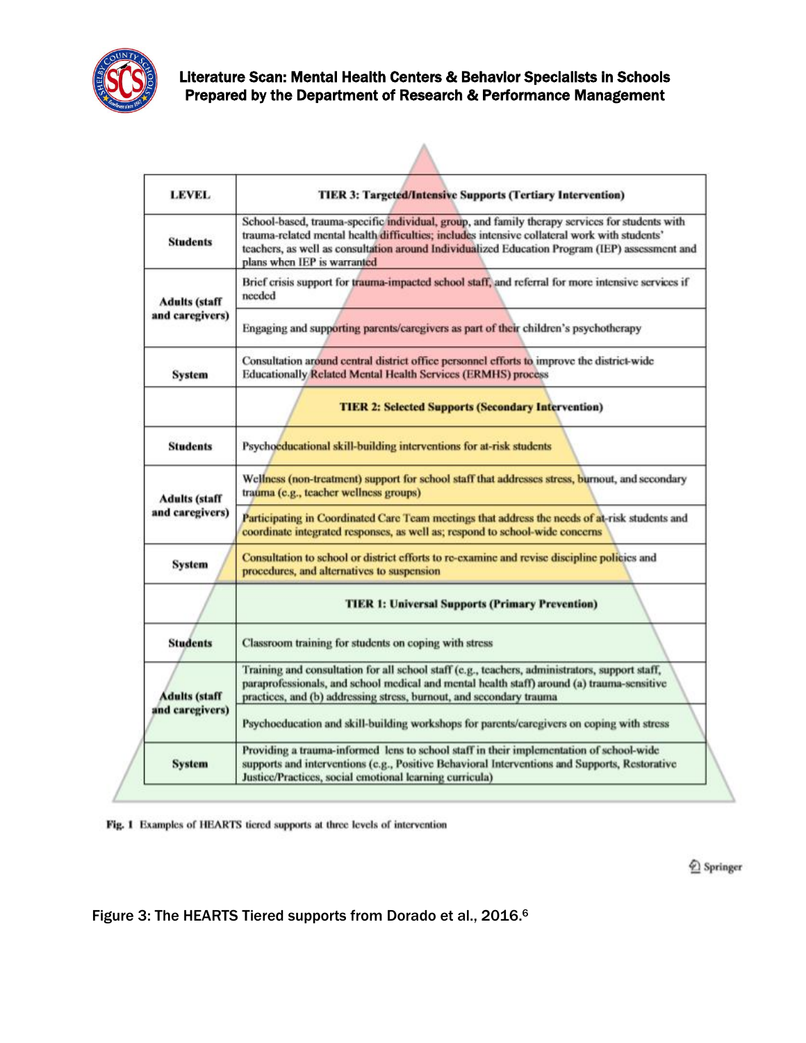| LEVEL | TIER 3: Targeted/Intensive Supports (Tertiary Intervention) |
|---|---|
| Students | School-based, trauma-specific individual, group, and family therapy services for students with trauma-related mental health difficulties; includes intensive collateral work with students' teachers, as well as consultation around Individualized Education Program (IEP) assessment and plans when IEP is warranted |
| Adults (staff and caregivers) | Brief crisis support for trauma-impacted school staff, and referral for more intensive services if needed |
| | Engaging and supporting parents/caregivers as part of their children's psychotherapy |
| System | Consultation around central district office personnel efforts to improve the district-wide Educationally Related Mental Health Services (ERMHS) process |
| | **TIER 2: Selected Supports (Secondary Intervention)** |
| Students | Psychoeducational skill-building interventions for at-risk students |
| Adults (staff and caregivers) | Wellness (non-treatment) support for school staff that addresses stress, burnout, and secondary trauma (e.g., teacher wellness groups) |
| | Participating in Coordinated Care Team meetings that address the needs of at-risk students and coordinate integrated responses, as well as; respond to school-wide concerns |
| System | Consultation to school or district efforts to re-examine and revise discipline policies and procedures, and alternatives to suspension |
| | **TIER 1: Universal Supports (Primary Prevention)** |
| Students | Classroom training for students on coping with stress |
| Adults (staff and caregivers) | Training and consultation for all school staff (e.g., teachers, administrators, support staff, paraprofessionals, and school medical and mental health staff) around (a) trauma-sensitive practices, and (b) addressing stress, burnout, and secondary trauma |
| | Psychoeducation and skill-building workshops for parents/caregivers on coping with stress |
| System | Providing a trauma-informed lens to school staff in their implementation of school-wide supports and interventions (e.g., Positive Behavioral Interventions and Supports, Restorative Justice/Practices, social emotional learning curricula) |

**Fig. 1** Examples of HEARTS tiered supports at three levels of intervention

Figure 3: The HEARTS Tiered supports from Dorado et al., 2016.[6]